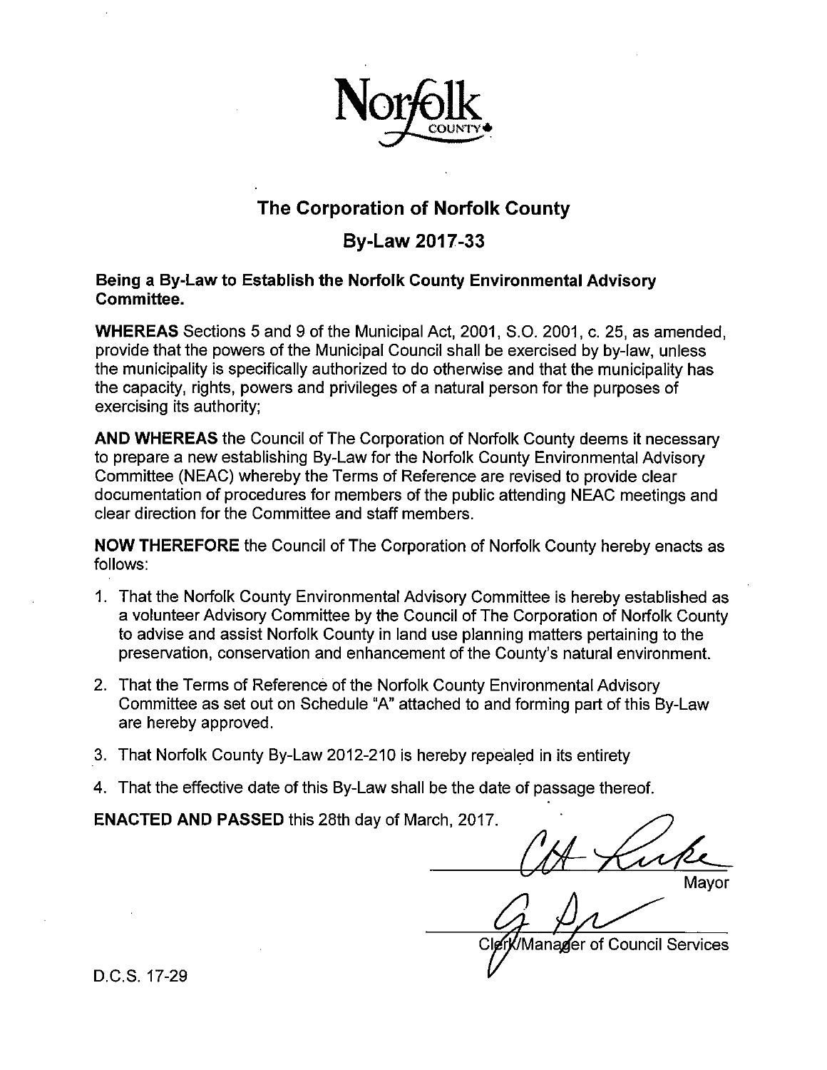# The Corporation of Norfolk County

## By-Law 2017-33

**Being a By-Law to Establish the Norfolk County Environmental Advisory Committee.**

**WHEREAS** Sections 5 and 9 of the Municipal Act, 2001, S.O. 2001, c. 25, as amended, provide that the powers of the Municipal Council shall be exercised by by-law, unless the municipality is specifically authorized to do otherwise and that the municipality has the capacity, rights, powers and privileges of a natural person for the purposes of exercising its authority;

**AND WHEREAS** the Council of The Corporation of Norfolk County deems it necessary to prepare a new establishing By-Law for the Norfolk County Environmental Advisory Committee (NEAC) whereby the Terms of Reference are revised to provide clear documentation of procedures for members of the public attending NEAC meetings and clear direction for the Committee and staff members.

**NOW THEREFORE** the Council of The Corporation of Norfolk County hereby enacts as follows:

1. That the Norfolk County Environmental Advisory Committee is hereby established as a volunteer Advisory Committee by the Council of The Corporation of Norfolk County to advise and assist Norfolk County in land use planning matters pertaining to the preservation, conservation and enhancement of the County's natural environment.
2. That the Terms of Reference of the Norfolk County Environmental Advisory Committee as set out on Schedule "A" attached to and forming part of this By-Law are hereby approved.
3. That Norfolk County By-Law 2012-210 is hereby repealed in its entirety
4. That the effective date of this By-Law shall be the date of passage thereof.

**ENACTED AND PASSED** this 28th day of March, 2017.

Mayor

Clerk/Manager of Council Services

D.C.S. 17-29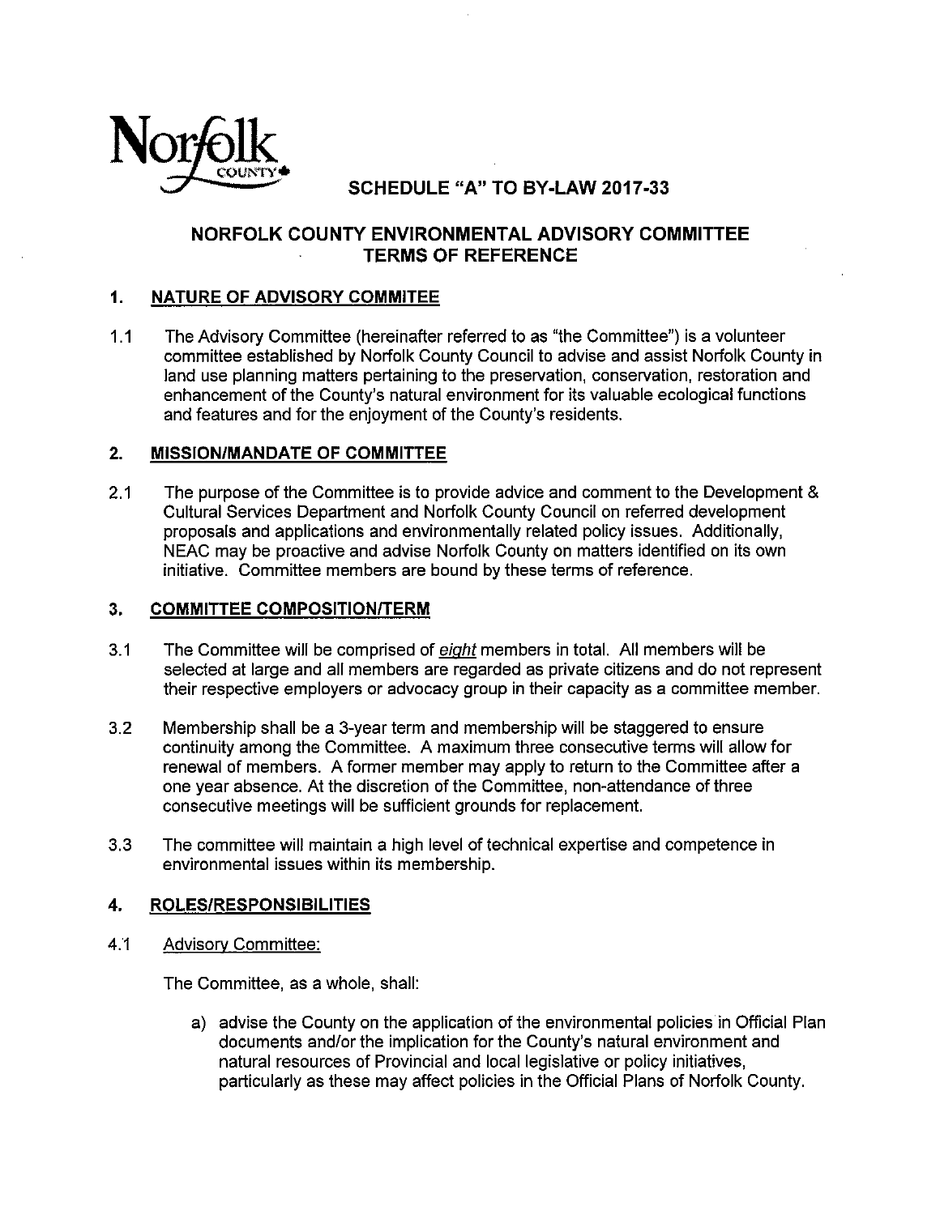# SCHEDULE "A" TO BY-LAW 2017-33

## NORFOLK COUNTY ENVIRONMENTAL ADVISORY COMMITTEE TERMS OF REFERENCE

### 1. NATURE OF ADVISORY COMMITEE

1.1 The Advisory Committee (hereinafter referred to as "the Committee") is a volunteer committee established by Norfolk County Council to advise and assist Norfolk County in land use planning matters pertaining to the preservation, conservation, restoration and enhancement of the County's natural environment for its valuable ecological functions and features and for the enjoyment of the County's residents.

### 2. MISSION/MANDATE OF COMMITTEE

2.1 The purpose of the Committee is to provide advice and comment to the Development & Cultural Services Department and Norfolk County Council on referred development proposals and applications and environmentally related policy issues. Additionally, NEAC may be proactive and advise Norfolk County on matters identified on its own initiative. Committee members are bound by these terms of reference.

### 3. COMMITTEE COMPOSITION/TERM

3.1 The Committee will be comprised of *eight* members in total. All members will be selected at large and all members are regarded as private citizens and do not represent their respective employers or advocacy group in their capacity as a committee member.

3.2 Membership shall be a 3-year term and membership will be staggered to ensure continuity among the Committee. A maximum three consecutive terms will allow for renewal of members. A former member may apply to return to the Committee after a one year absence. At the discretion of the Committee, non-attendance of three consecutive meetings will be sufficient grounds for replacement.

3.3 The committee will maintain a high level of technical expertise and competence in environmental issues within its membership.

### 4. ROLES/RESPONSIBILITIES

4.1 Advisory Committee:

The Committee, as a whole, shall:

a) advise the County on the application of the environmental policies in Official Plan documents and/or the implication for the County's natural environment and natural resources of Provincial and local legislative or policy initiatives, particularly as these may affect policies in the Official Plans of Norfolk County.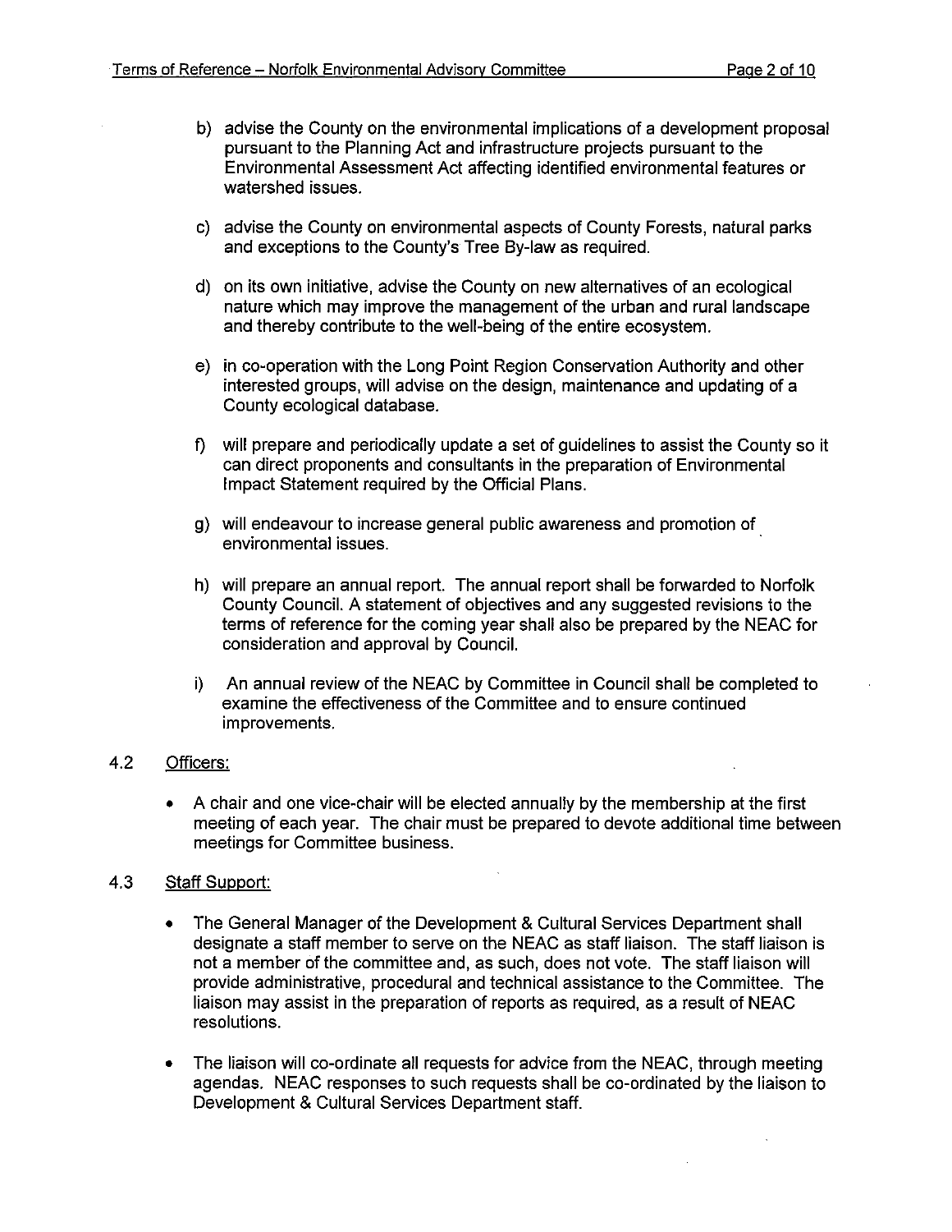b) advise the County on the environmental implications of a development proposal pursuant to the Planning Act and infrastructure projects pursuant to the Environmental Assessment Act affecting identified environmental features or watershed issues.

c) advise the County on environmental aspects of County Forests, natural parks and exceptions to the County's Tree By-law as required.

d) on its own initiative, advise the County on new alternatives of an ecological nature which may improve the management of the urban and rural landscape and thereby contribute to the well-being of the entire ecosystem.

e) in co-operation with the Long Point Region Conservation Authority and other interested groups, will advise on the design, maintenance and updating of a County ecological database.

f) will prepare and periodically update a set of guidelines to assist the County so it can direct proponents and consultants in the preparation of Environmental Impact Statement required by the Official Plans.

g) will endeavour to increase general public awareness and promotion of environmental issues.

h) will prepare an annual report. The annual report shall be forwarded to Norfolk County Council. A statement of objectives and any suggested revisions to the terms of reference for the coming year shall also be prepared by the NEAC for consideration and approval by Council.

i) An annual review of the NEAC by Committee in Council shall be completed to examine the effectiveness of the Committee and to ensure continued improvements.

4.2 Officers:

- A chair and one vice-chair will be elected annually by the membership at the first meeting of each year. The chair must be prepared to devote additional time between meetings for Committee business.

4.3 Staff Support:

- The General Manager of the Development & Cultural Services Department shall designate a staff member to serve on the NEAC as staff liaison. The staff liaison is not a member of the committee and, as such, does not vote. The staff liaison will provide administrative, procedural and technical assistance to the Committee. The liaison may assist in the preparation of reports as required, as a result of NEAC resolutions.

- The liaison will co-ordinate all requests for advice from the NEAC, through meeting agendas. NEAC responses to such requests shall be co-ordinated by the liaison to Development & Cultural Services Department staff.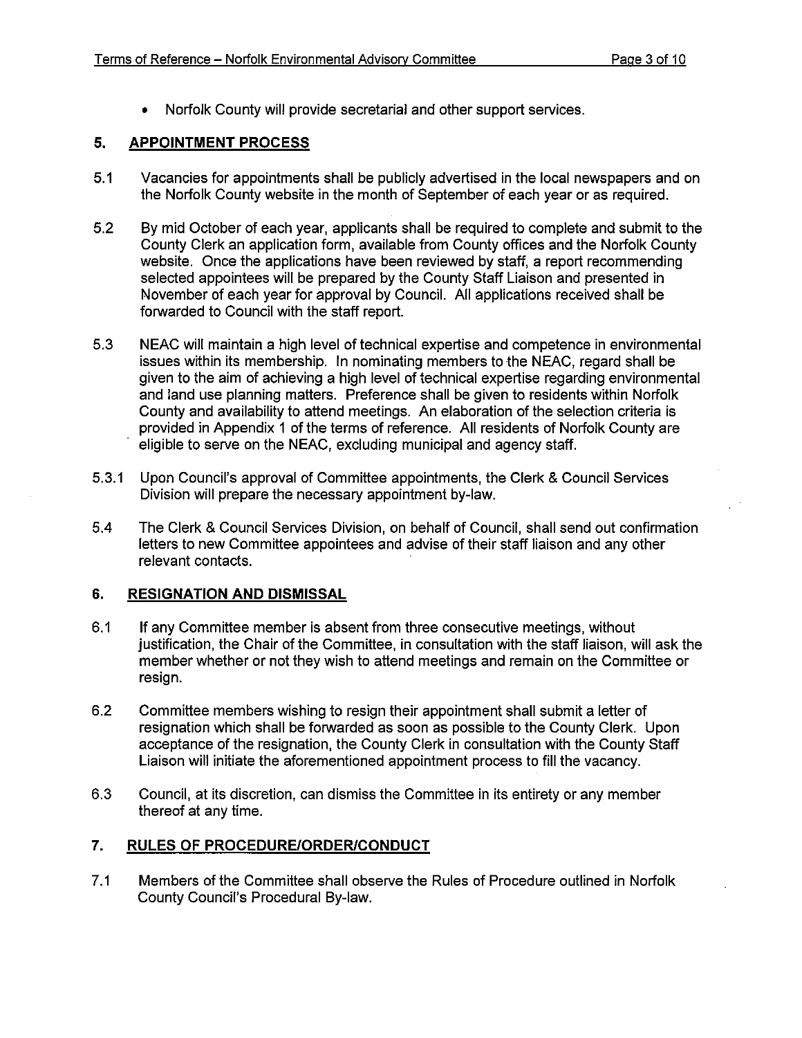- Norfolk County will provide secretarial and other support services.

## 5. APPOINTMENT PROCESS

5.1 Vacancies for appointments shall be publicly advertised in the local newspapers and on the Norfolk County website in the month of September of each year or as required.

5.2 By mid October of each year, applicants shall be required to complete and submit to the County Clerk an application form, available from County offices and the Norfolk County website. Once the applications have been reviewed by staff, a report recommending selected appointees will be prepared by the County Staff Liaison and presented in November of each year for approval by Council. All applications received shall be forwarded to Council with the staff report.

5.3 NEAC will maintain a high level of technical expertise and competence in environmental issues within its membership. In nominating members to the NEAC, regard shall be given to the aim of achieving a high level of technical expertise regarding environmental and land use planning matters. Preference shall be given to residents within Norfolk County and availability to attend meetings. An elaboration of the selection criteria is provided in Appendix 1 of the terms of reference. All residents of Norfolk County are eligible to serve on the NEAC, excluding municipal and agency staff.

5.3.1 Upon Council's approval of Committee appointments, the Clerk & Council Services Division will prepare the necessary appointment by-law.

5.4 The Clerk & Council Services Division, on behalf of Council, shall send out confirmation letters to new Committee appointees and advise of their staff liaison and any other relevant contacts.

## 6. RESIGNATION AND DISMISSAL

6.1 If any Committee member is absent from three consecutive meetings, without justification, the Chair of the Committee, in consultation with the staff liaison, will ask the member whether or not they wish to attend meetings and remain on the Committee or resign.

6.2 Committee members wishing to resign their appointment shall submit a letter of resignation which shall be forwarded as soon as possible to the County Clerk. Upon acceptance of the resignation, the County Clerk in consultation with the County Staff Liaison will initiate the aforementioned appointment process to fill the vacancy.

6.3 Council, at its discretion, can dismiss the Committee in its entirety or any member thereof at any time.

## 7. RULES OF PROCEDURE/ORDER/CONDUCT

7.1 Members of the Committee shall observe the Rules of Procedure outlined in Norfolk County Council's Procedural By-law.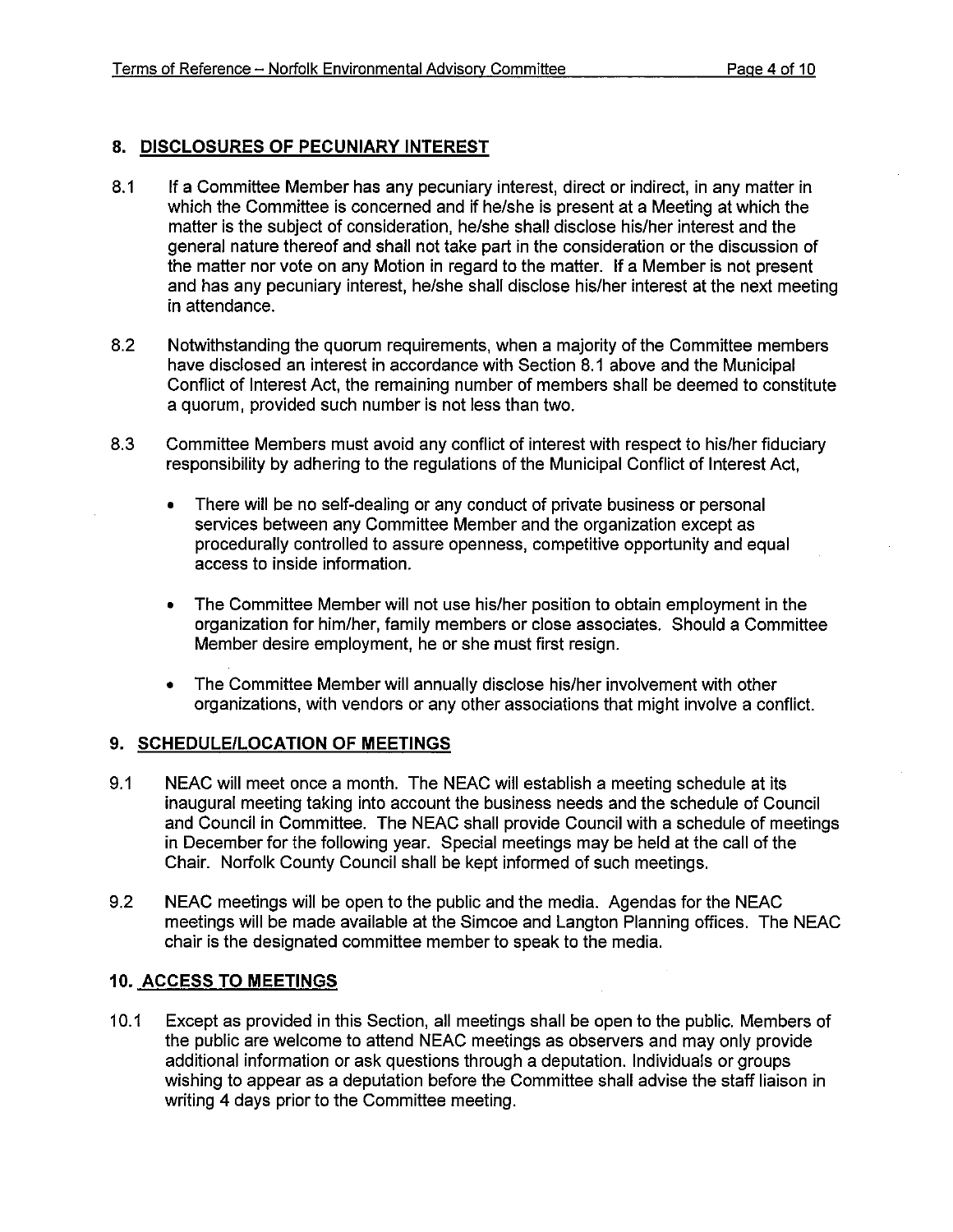## 8. DISCLOSURES OF PECUNIARY INTEREST

8.1 If a Committee Member has any pecuniary interest, direct or indirect, in any matter in which the Committee is concerned and if he/she is present at a Meeting at which the matter is the subject of consideration, he/she shall disclose his/her interest and the general nature thereof and shall not take part in the consideration or the discussion of the matter nor vote on any Motion in regard to the matter. If a Member is not present and has any pecuniary interest, he/she shall disclose his/her interest at the next meeting in attendance.

8.2 Notwithstanding the quorum requirements, when a majority of the Committee members have disclosed an interest in accordance with Section 8.1 above and the Municipal Conflict of Interest Act, the remaining number of members shall be deemed to constitute a quorum, provided such number is not less than two.

8.3 Committee Members must avoid any conflict of interest with respect to his/her fiduciary responsibility by adhering to the regulations of the Municipal Conflict of Interest Act,

- There will be no self-dealing or any conduct of private business or personal services between any Committee Member and the organization except as procedurally controlled to assure openness, competitive opportunity and equal access to inside information.
- The Committee Member will not use his/her position to obtain employment in the organization for him/her, family members or close associates. Should a Committee Member desire employment, he or she must first resign.
- The Committee Member will annually disclose his/her involvement with other organizations, with vendors or any other associations that might involve a conflict.

## 9. SCHEDULE/LOCATION OF MEETINGS

9.1 NEAC will meet once a month. The NEAC will establish a meeting schedule at its inaugural meeting taking into account the business needs and the schedule of Council and Council in Committee. The NEAC shall provide Council with a schedule of meetings in December for the following year. Special meetings may be held at the call of the Chair. Norfolk County Council shall be kept informed of such meetings.

9.2 NEAC meetings will be open to the public and the media. Agendas for the NEAC meetings will be made available at the Simcoe and Langton Planning offices. The NEAC chair is the designated committee member to speak to the media.

## 10. ACCESS TO MEETINGS

10.1 Except as provided in this Section, all meetings shall be open to the public. Members of the public are welcome to attend NEAC meetings as observers and may only provide additional information or ask questions through a deputation. Individuals or groups wishing to appear as a deputation before the Committee shall advise the staff liaison in writing 4 days prior to the Committee meeting.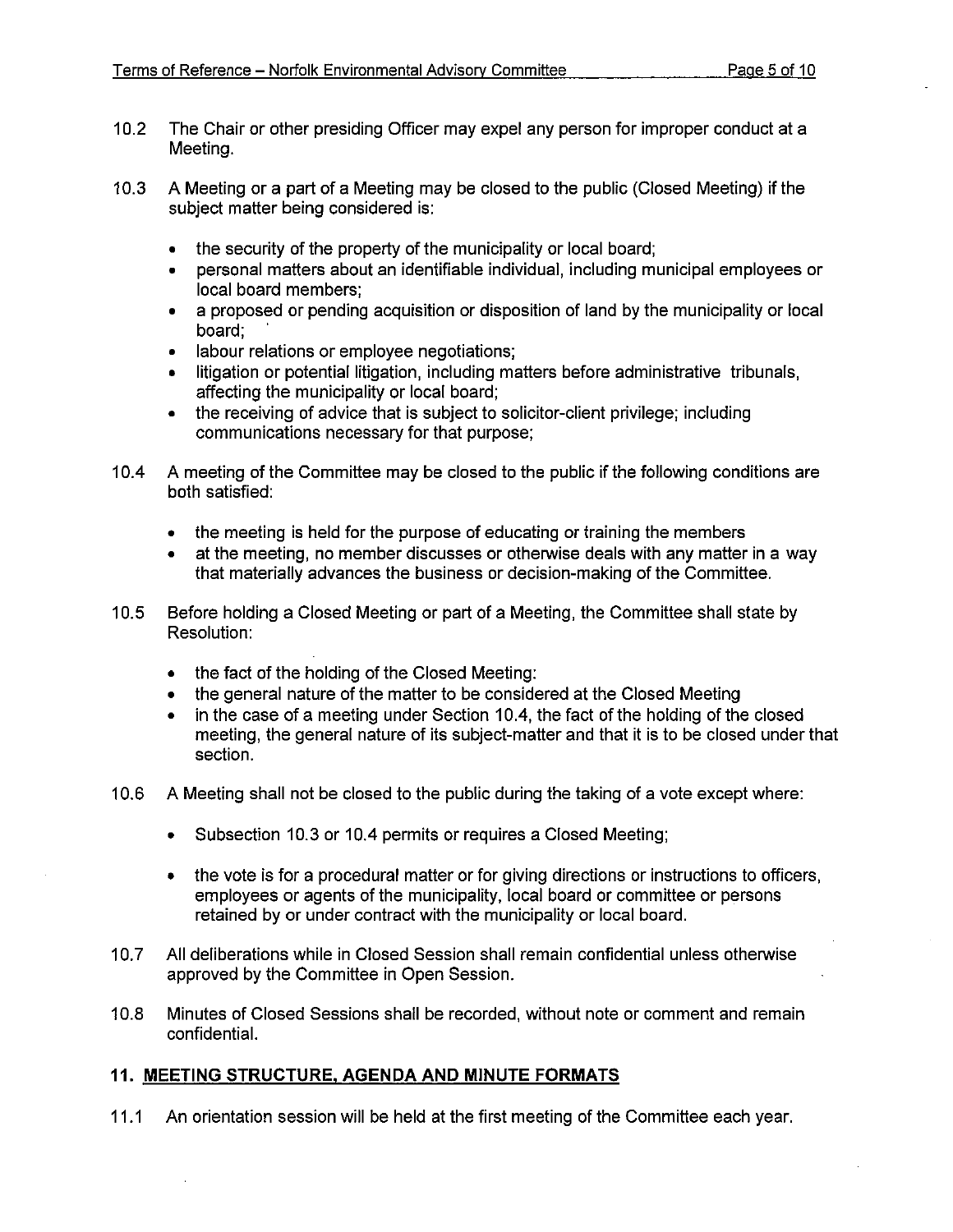10.2 The Chair or other presiding Officer may expel any person for improper conduct at a Meeting.

10.3 A Meeting or a part of a Meeting may be closed to the public (Closed Meeting) if the subject matter being considered is:

- the security of the property of the municipality or local board;
- personal matters about an identifiable individual, including municipal employees or local board members;
- a proposed or pending acquisition or disposition of land by the municipality or local board;
- labour relations or employee negotiations;
- litigation or potential litigation, including matters before administrative tribunals, affecting the municipality or local board;
- the receiving of advice that is subject to solicitor-client privilege; including communications necessary for that purpose;

10.4 A meeting of the Committee may be closed to the public if the following conditions are both satisfied:

- the meeting is held for the purpose of educating or training the members
- at the meeting, no member discusses or otherwise deals with any matter in a way that materially advances the business or decision-making of the Committee.

10.5 Before holding a Closed Meeting or part of a Meeting, the Committee shall state by Resolution:

- the fact of the holding of the Closed Meeting:
- the general nature of the matter to be considered at the Closed Meeting
- in the case of a meeting under Section 10.4, the fact of the holding of the closed meeting, the general nature of its subject-matter and that it is to be closed under that section.

10.6 A Meeting shall not be closed to the public during the taking of a vote except where:

- Subsection 10.3 or 10.4 permits or requires a Closed Meeting;
- the vote is for a procedural matter or for giving directions or instructions to officers, employees or agents of the municipality, local board or committee or persons retained by or under contract with the municipality or local board.

10.7 All deliberations while in Closed Session shall remain confidential unless otherwise approved by the Committee in Open Session.

10.8 Minutes of Closed Sessions shall be recorded, without note or comment and remain confidential.

## 11. MEETING STRUCTURE, AGENDA AND MINUTE FORMATS

11.1 An orientation session will be held at the first meeting of the Committee each year.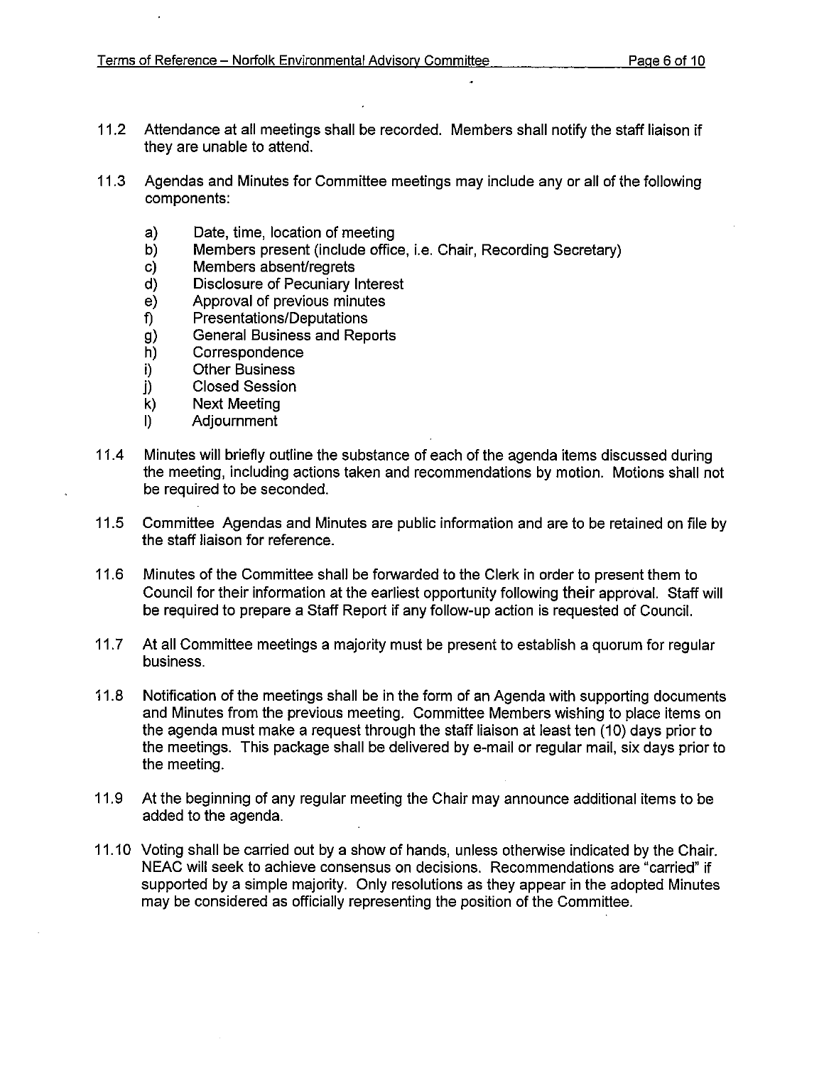11.2 Attendance at all meetings shall be recorded. Members shall notify the staff liaison if they are unable to attend.

11.3 Agendas and Minutes for Committee meetings may include any or all of the following components:

- a) Date, time, location of meeting
- b) Members present (include office, i.e. Chair, Recording Secretary)
- c) Members absent/regrets
- d) Disclosure of Pecuniary Interest
- e) Approval of previous minutes
- f) Presentations/Deputations
- g) General Business and Reports
- h) Correspondence
- i) Other Business
- j) Closed Session
- k) Next Meeting
- l) Adjournment

11.4 Minutes will briefly outline the substance of each of the agenda items discussed during the meeting, including actions taken and recommendations by motion. Motions shall not be required to be seconded.

11.5 Committee Agendas and Minutes are public information and are to be retained on file by the staff liaison for reference.

11.6 Minutes of the Committee shall be forwarded to the Clerk in order to present them to Council for their information at the earliest opportunity following their approval. Staff will be required to prepare a Staff Report if any follow-up action is requested of Council.

11.7 At all Committee meetings a majority must be present to establish a quorum for regular business.

11.8 Notification of the meetings shall be in the form of an Agenda with supporting documents and Minutes from the previous meeting. Committee Members wishing to place items on the agenda must make a request through the staff liaison at least ten (10) days prior to the meetings. This package shall be delivered by e-mail or regular mail, six days prior to the meeting.

11.9 At the beginning of any regular meeting the Chair may announce additional items to be added to the agenda.

11.10 Voting shall be carried out by a show of hands, unless otherwise indicated by the Chair. NEAC will seek to achieve consensus on decisions. Recommendations are "carried" if supported by a simple majority. Only resolutions as they appear in the adopted Minutes may be considered as officially representing the position of the Committee.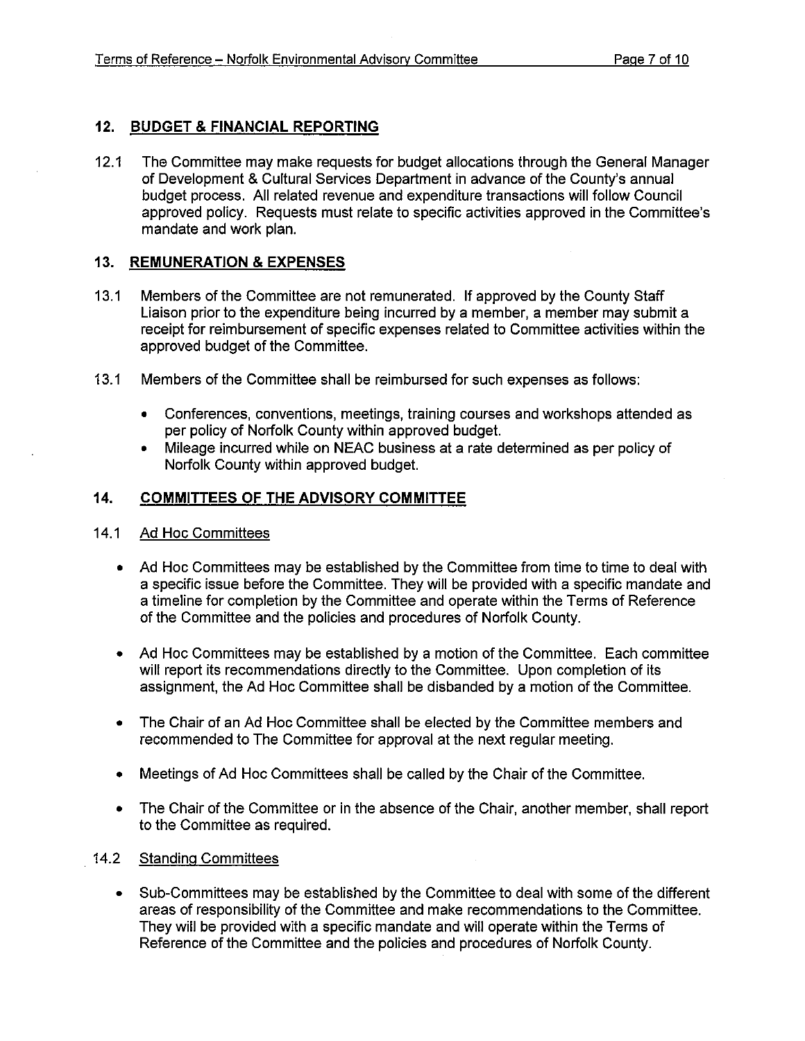## 12. BUDGET & FINANCIAL REPORTING

12.1 The Committee may make requests for budget allocations through the General Manager of Development & Cultural Services Department in advance of the County's annual budget process. All related revenue and expenditure transactions will follow Council approved policy. Requests must relate to specific activities approved in the Committee's mandate and work plan.

## 13. REMUNERATION & EXPENSES

13.1 Members of the Committee are not remunerated. If approved by the County Staff Liaison prior to the expenditure being incurred by a member, a member may submit a receipt for reimbursement of specific expenses related to Committee activities within the approved budget of the Committee.

13.1 Members of the Committee shall be reimbursed for such expenses as follows:

- Conferences, conventions, meetings, training courses and workshops attended as per policy of Norfolk County within approved budget.
- Mileage incurred while on NEAC business at a rate determined as per policy of Norfolk County within apporved budget.

## 14. COMMITTEES OF THE ADVISORY COMMITTEE

### 14.1 Ad Hoc Committees

- Ad Hoc Committees may be established by the Committee from time to time to deal with a specific issue before the Committee. They will be provided with a specific mandate and a timeline for completion by the Committee and operate within the Terms of Reference of the Committee and the policies and procedures of Norfolk County.
- Ad Hoc Committees may be established by a motion of the Committee. Each committee will report its recommendations directly to the Committee. Upon completion of its assignment, the Ad Hoc Committee shall be disbanded by a motion of the Committee.
- The Chair of an Ad Hoc Committee shall be elected by the Committee members and recommended to The Committee for approval at the next regular meeting.
- Meetings of Ad Hoc Committees shall be called by the Chair of the Committee.
- The Chair of the Committee or in the absence of the Chair, another member, shall report to the Committee as required.

### 14.2 Standing Committees

- Sub-Committees may be established by the Committee to deal with some of the different areas of responsibility of the Committee and make recommendations to the Committee. They will be provided with a specific mandate and will operate within the Terms of Reference of the Committee and the policies and procedures of Norfolk County.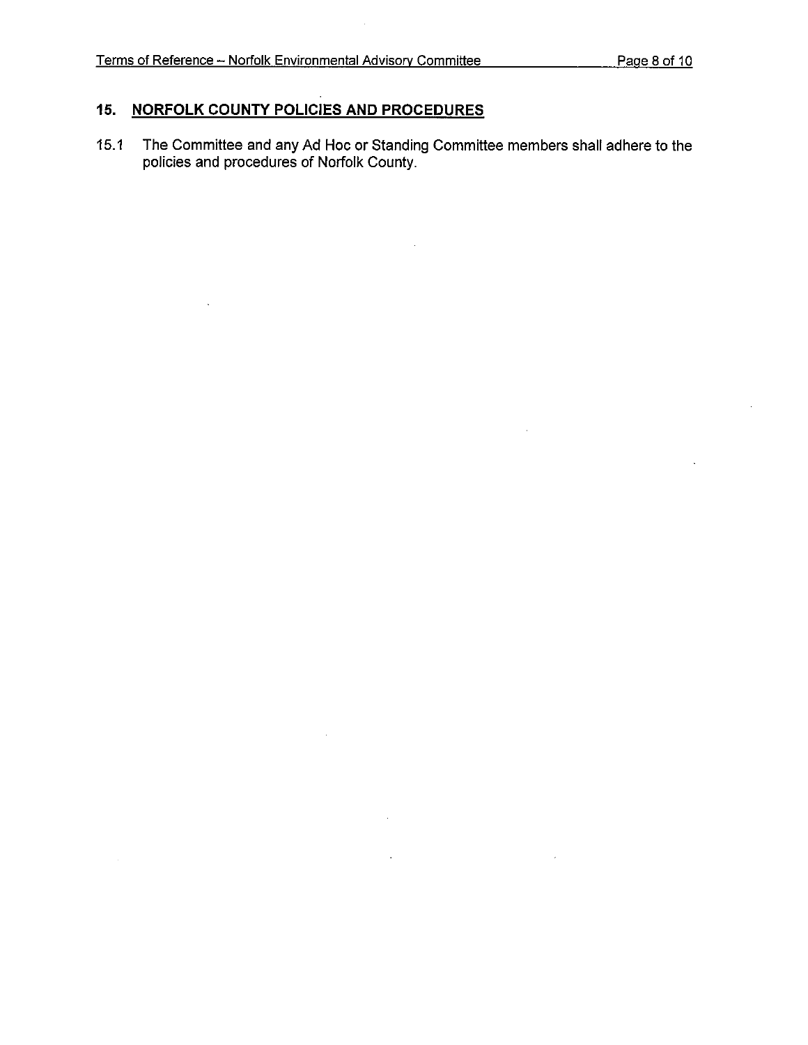## 15. NORFOLK COUNTY POLICIES AND PROCEDURES

15.1 The Committee and any Ad Hoc or Standing Committee members shall adhere to the policies and procedures of Norfolk County.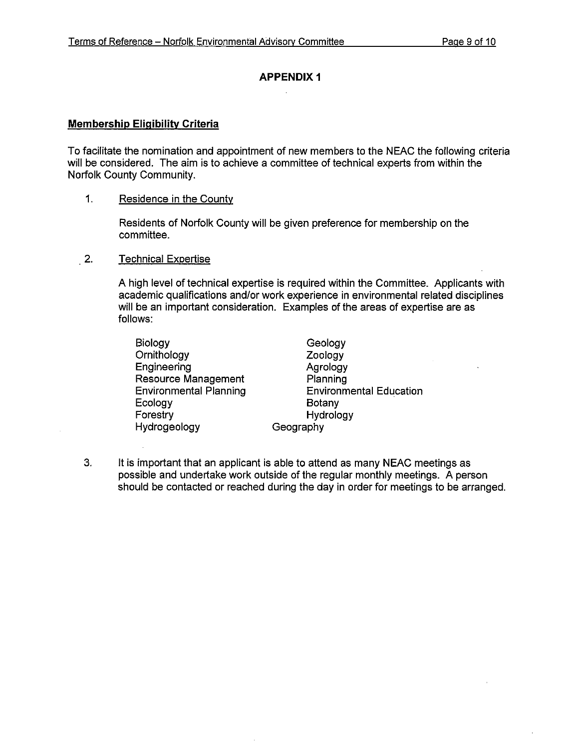## APPENDIX 1

**Membership Eligibility Criteria**

To facilitate the nomination and appointment of new members to the NEAC the following criteria will be considered. The aim is to achieve a committee of technical experts from within the Norfolk County Community.

1. Residence in the County

   Residents of Norfolk County will be given preference for membership on the committee.

2. Technical Expertise

   A high level of technical expertise is required within the Committee. Applicants with academic qualifications and/or work experience in environmental related disciplines will be an important consideration. Examples of the areas of expertise are as follows:

   - Biology
   - Ornithology
   - Engineering
   - Resource Management
   - Environmental Planning
   - Ecology
   - Forestry
   - Hydrogeology
   - Geology
   - Zoology
   - Agrology
   - Planning
   - Environmental Education
   - Botany
   - Hydrology
   - Geography

3. It is important that an applicant is able to attend as many NEAC meetings as possible and undertake work outside of the regular monthly meetings. A person should be contacted or reached during the day in order for meetings to be arranged.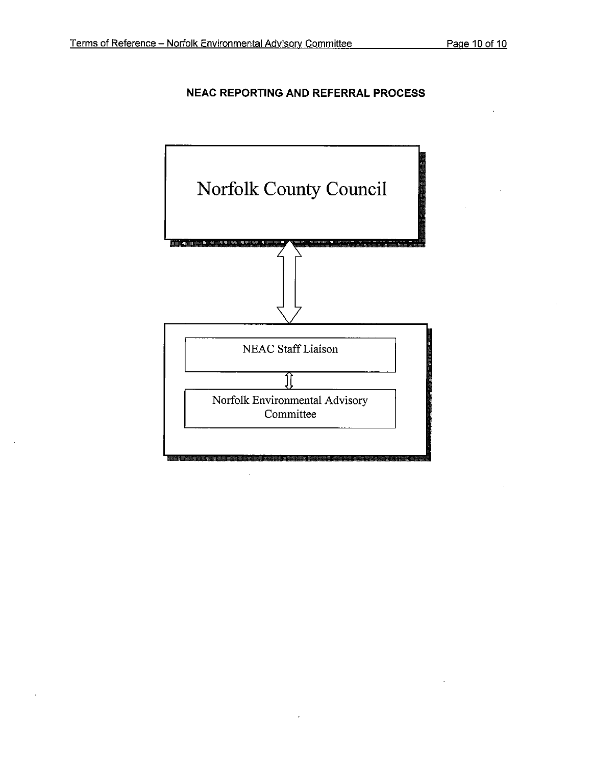## NEAC REPORTING AND REFERRAL PROCESS

Norfolk County Council

NEAC Staff Liaison

Norfolk Environmental Advisory Committee